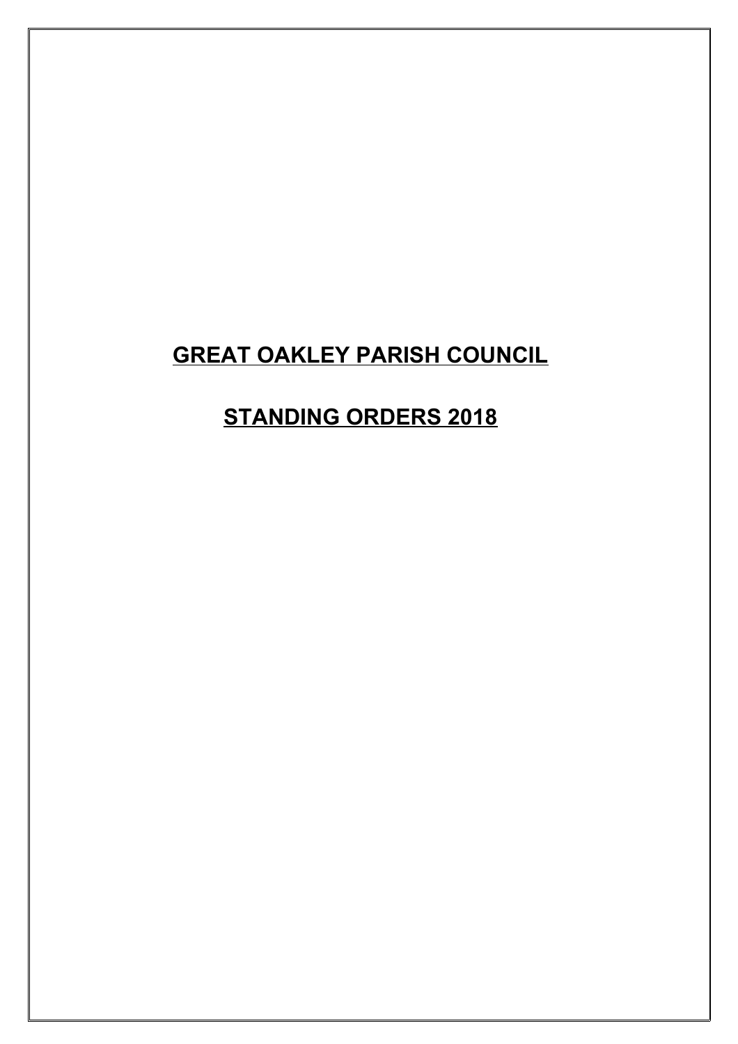# GREAT OAKLEY PARISH COUNCIL

## STANDING ORDERS 2018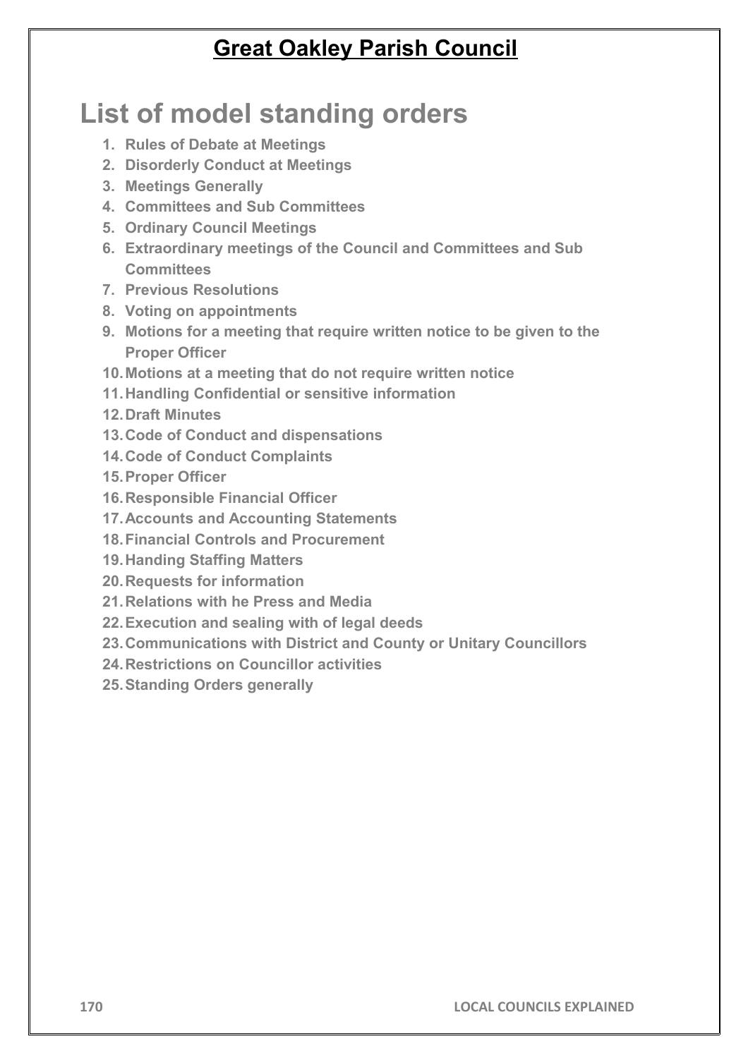# Great Oakley Parish Council

## List of model standing orders

1. Rules of Debate at Meetings
2. Disorderly Conduct at Meetings
3. Meetings Generally
4. Committees and Sub Committees
5. Ordinary Council Meetings
6. Extraordinary meetings of the Council and Committees and Sub Committees
7. Previous Resolutions
8. Voting on appointments
9. Motions for a meeting that require written notice to be given to the Proper Officer
10. Motions at a meeting that do not require written notice
11. Handling Confidential or sensitive information
12. Draft Minutes
13. Code of Conduct and dispensations
14. Code of Conduct Complaints
15. Proper Officer
16. Responsible Financial Officer
17. Accounts and Accounting Statements
18. Financial Controls and Procurement
19. Handing Staffing Matters
20. Requests for information
21. Relations with he Press and Media
22. Execution and sealing with of legal deeds
23. Communications with District and County or Unitary Councillors
24. Restrictions on Councillor activities
25. Standing Orders generally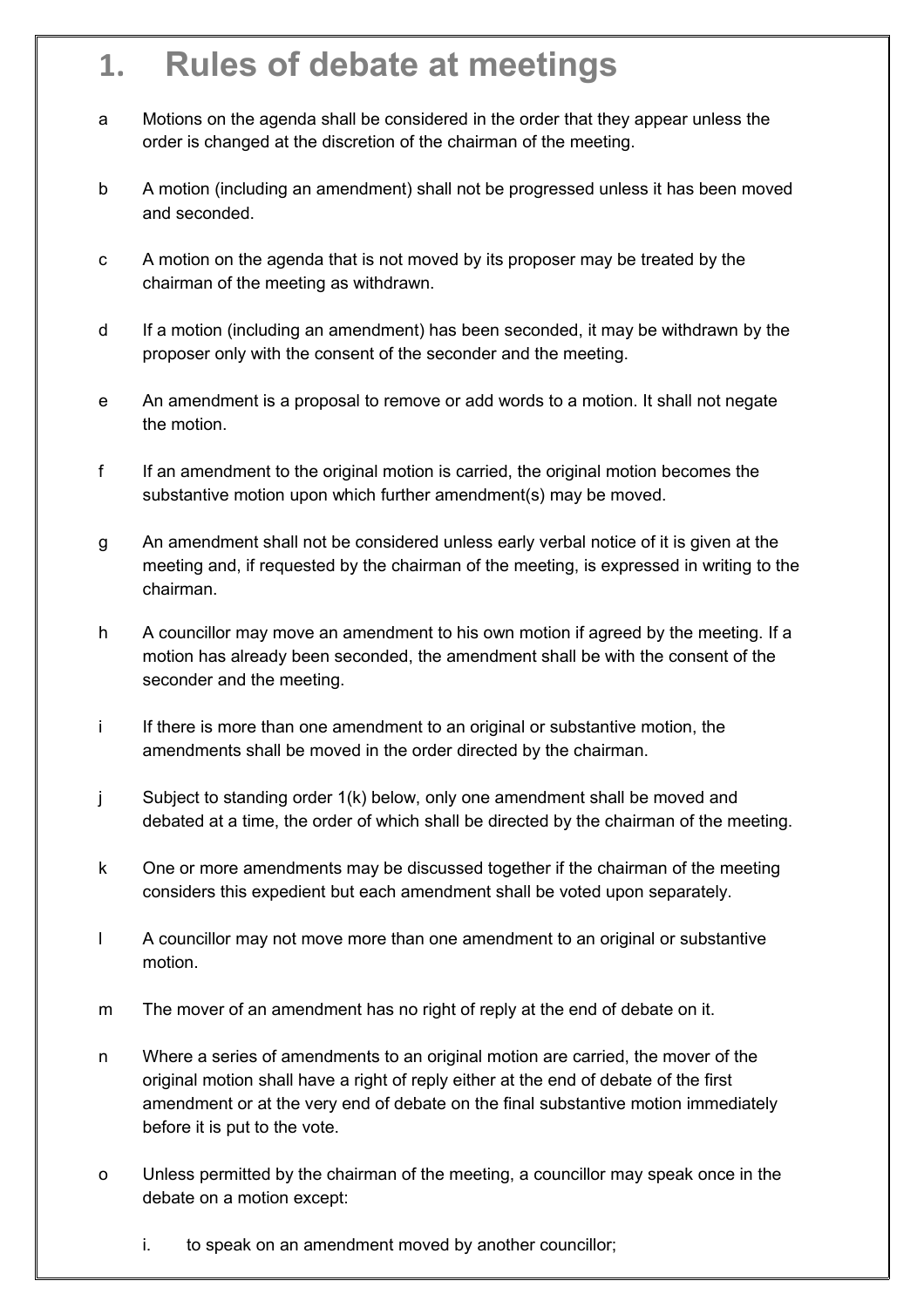# 1. Rules of debate at meetings

a Motions on the agenda shall be considered in the order that they appear unless the order is changed at the discretion of the chairman of the meeting.

b A motion (including an amendment) shall not be progressed unless it has been moved and seconded.

c A motion on the agenda that is not moved by its proposer may be treated by the chairman of the meeting as withdrawn.

d If a motion (including an amendment) has been seconded, it may be withdrawn by the proposer only with the consent of the seconder and the meeting.

e An amendment is a proposal to remove or add words to a motion. It shall not negate the motion.

f If an amendment to the original motion is carried, the original motion becomes the substantive motion upon which further amendment(s) may be moved.

g An amendment shall not be considered unless early verbal notice of it is given at the meeting and, if requested by the chairman of the meeting, is expressed in writing to the chairman.

h A councillor may move an amendment to his own motion if agreed by the meeting. If a motion has already been seconded, the amendment shall be with the consent of the seconder and the meeting.

i If there is more than one amendment to an original or substantive motion, the amendments shall be moved in the order directed by the chairman.

j Subject to standing order 1(k) below, only one amendment shall be moved and debated at a time, the order of which shall be directed by the chairman of the meeting.

k One or more amendments may be discussed together if the chairman of the meeting considers this expedient but each amendment shall be voted upon separately.

l A councillor may not move more than one amendment to an original or substantive motion.

m The mover of an amendment has no right of reply at the end of debate on it.

n Where a series of amendments to an original motion are carried, the mover of the original motion shall have a right of reply either at the end of debate of the first amendment or at the very end of debate on the final substantive motion immediately before it is put to the vote.

o Unless permitted by the chairman of the meeting, a councillor may speak once in the debate on a motion except:

   i. to speak on an amendment moved by another councillor;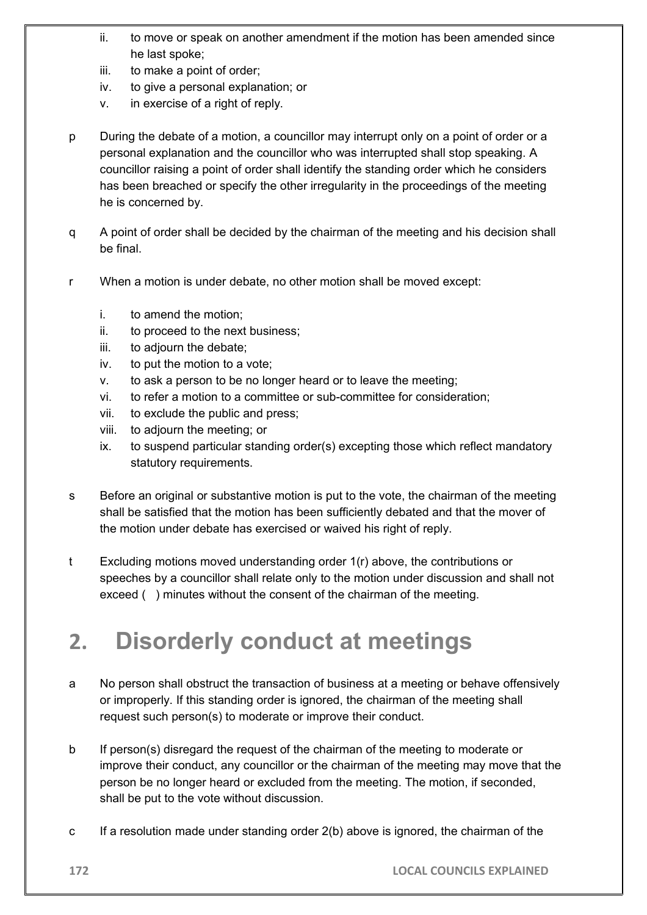ii. to move or speak on another amendment if the motion has been amended since he last spoke;
    iii. to make a point of order;
    iv. to give a personal explanation; or
    v. in exercise of a right of reply.

p During the debate of a motion, a councillor may interrupt only on a point of order or a personal explanation and the councillor who was interrupted shall stop speaking. A councillor raising a point of order shall identify the standing order which he considers has been breached or specify the other irregularity in the proceedings of the meeting he is concerned by.

q A point of order shall be decided by the chairman of the meeting and his decision shall be final.

r When a motion is under debate, no other motion shall be moved except:

    i. to amend the motion;
    ii. to proceed to the next business;
    iii. to adjourn the debate;
    iv. to put the motion to a vote;
    v. to ask a person to be no longer heard or to leave the meeting;
    vi. to refer a motion to a committee or sub-committee for consideration;
    vii. to exclude the public and press;
    viii. to adjourn the meeting; or
    ix. to suspend particular standing order(s) excepting those which reflect mandatory statutory requirements.

s Before an original or substantive motion is put to the vote, the chairman of the meeting shall be satisfied that the motion has been sufficiently debated and that the mover of the motion under debate has exercised or waived his right of reply.

t Excluding motions moved understanding order 1(r) above, the contributions or speeches by a councillor shall relate only to the motion under discussion and shall not exceed (  ) minutes without the consent of the chairman of the meeting.

# 2. Disorderly conduct at meetings

a No person shall obstruct the transaction of business at a meeting or behave offensively or improperly. If this standing order is ignored, the chairman of the meeting shall request such person(s) to moderate or improve their conduct.

b If person(s) disregard the request of the chairman of the meeting to moderate or improve their conduct, any councillor or the chairman of the meeting may move that the person be no longer heard or excluded from the meeting. The motion, if seconded, shall be put to the vote without discussion.

c If a resolution made under standing order 2(b) above is ignored, the chairman of the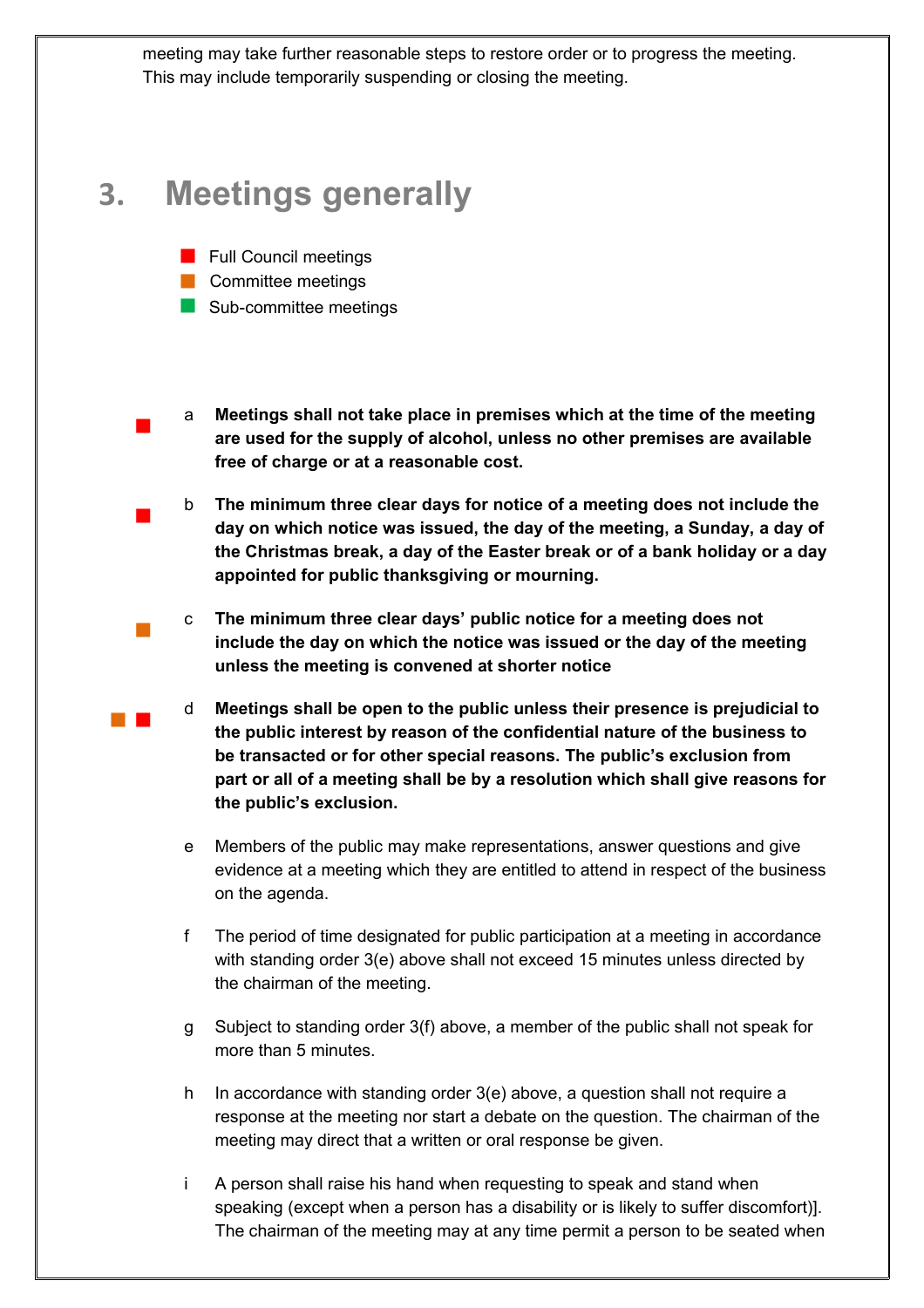meeting may take further reasonable steps to restore order or to progress the meeting. This may include temporarily suspending or closing the meeting.

## 3. Meetings generally

- ■ Full Council meetings
- ■ Committee meetings
- ■ Sub-committee meetings

■ a **Meetings shall not take place in premises which at the time of the meeting are used for the supply of alcohol, unless no other premises are available free of charge or at a reasonable cost.**

■ b **The minimum three clear days for notice of a meeting does not include the day on which notice was issued, the day of the meeting, a Sunday, a day of the Christmas break, a day of the Easter break or of a bank holiday or a day appointed for public thanksgiving or mourning.**

■ c **The minimum three clear days' public notice for a meeting does not include the day on which the notice was issued or the day of the meeting unless the meeting is convened at shorter notice**

■ ■ d **Meetings shall be open to the public unless their presence is prejudicial to the public interest by reason of the confidential nature of the business to be transacted or for other special reasons. The public's exclusion from part or all of a meeting shall be by a resolution which shall give reasons for the public's exclusion.**

e Members of the public may make representations, answer questions and give evidence at a meeting which they are entitled to attend in respect of the business on the agenda.

f The period of time designated for public participation at a meeting in accordance with standing order 3(e) above shall not exceed 15 minutes unless directed by the chairman of the meeting.

g Subject to standing order 3(f) above, a member of the public shall not speak for more than 5 minutes.

h In accordance with standing order 3(e) above, a question shall not require a response at the meeting nor start a debate on the question. The chairman of the meeting may direct that a written or oral response be given.

i A person shall raise his hand when requesting to speak and stand when speaking (except when a person has a disability or is likely to suffer discomfort)]. The chairman of the meeting may at any time permit a person to be seated when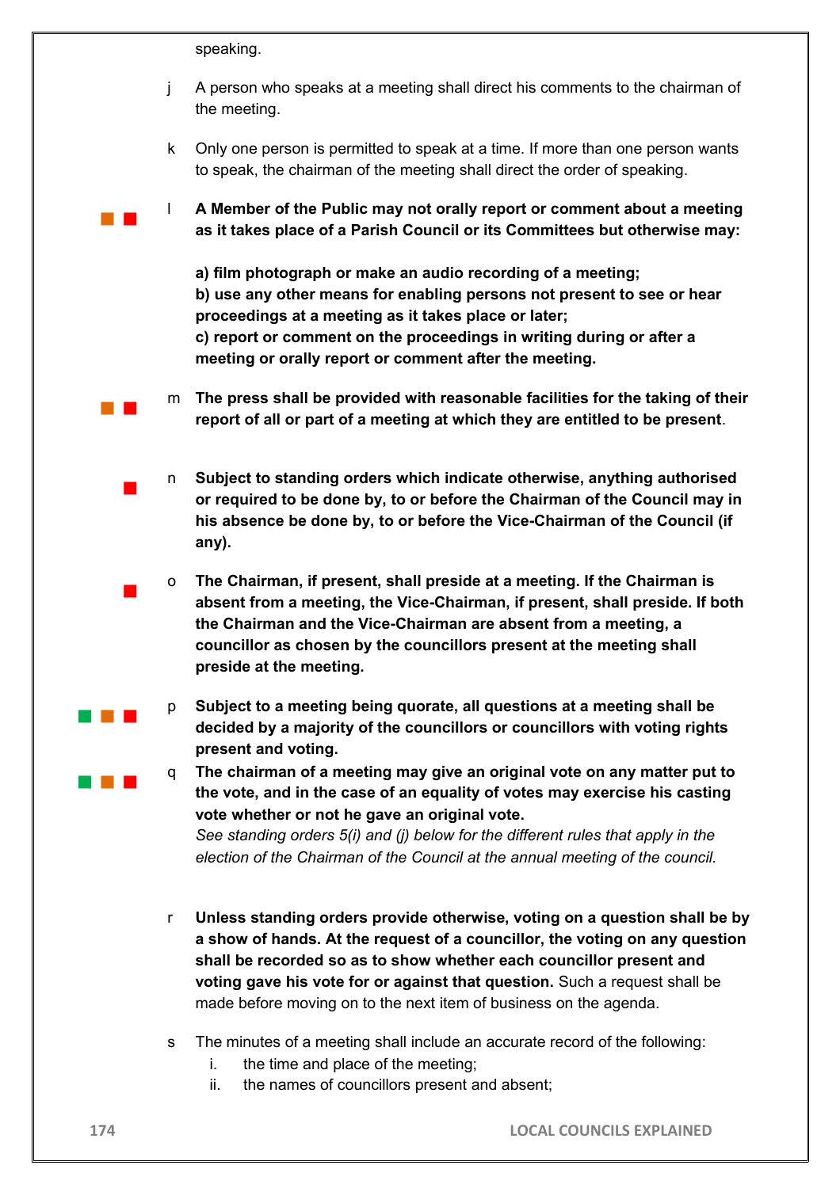speaking.

j A person who speaks at a meeting shall direct his comments to the chairman of the meeting.

k Only one person is permitted to speak at a time. If more than one person wants to speak, the chairman of the meeting shall direct the order of speaking.

l **A Member of the Public may not orally report or comment about a meeting as it takes place of a Parish Council or its Committees but otherwise may:**

**a) film photograph or make an audio recording of a meeting;**
**b) use any other means for enabling persons not present to see or hear proceedings at a meeting as it takes place or later;**
**c) report or comment on the proceedings in writing during or after a meeting or orally report or comment after the meeting.**

m **The press shall be provided with reasonable facilities for the taking of their report of all or part of a meeting at which they are entitled to be present**.

n **Subject to standing orders which indicate otherwise, anything authorised or required to be done by, to or before the Chairman of the Council may in his absence be done by, to or before the Vice-Chairman of the Council (if any).**

o **The Chairman, if present, shall preside at a meeting. If the Chairman is absent from a meeting, the Vice-Chairman, if present, shall preside. If both the Chairman and the Vice-Chairman are absent from a meeting, a councillor as chosen by the councillors present at the meeting shall preside at the meeting.**

p **Subject to a meeting being quorate, all questions at a meeting shall be decided by a majority of the councillors or councillors with voting rights present and voting.**

q **The chairman of a meeting may give an original vote on any matter put to the vote, and in the case of an equality of votes may exercise his casting vote whether or not he gave an original vote.**
*See standing orders 5(i) and (j) below for the different rules that apply in the election of the Chairman of the Council at the annual meeting of the council.*

r **Unless standing orders provide otherwise, voting on a question shall be by a show of hands. At the request of a councillor, the voting on any question shall be recorded so as to show whether each councillor present and voting gave his vote for or against that question.** Such a request shall be made before moving on to the next item of business on the agenda.

s The minutes of a meeting shall include an accurate record of the following:

i. the time and place of the meeting;
ii. the names of councillors present and absent;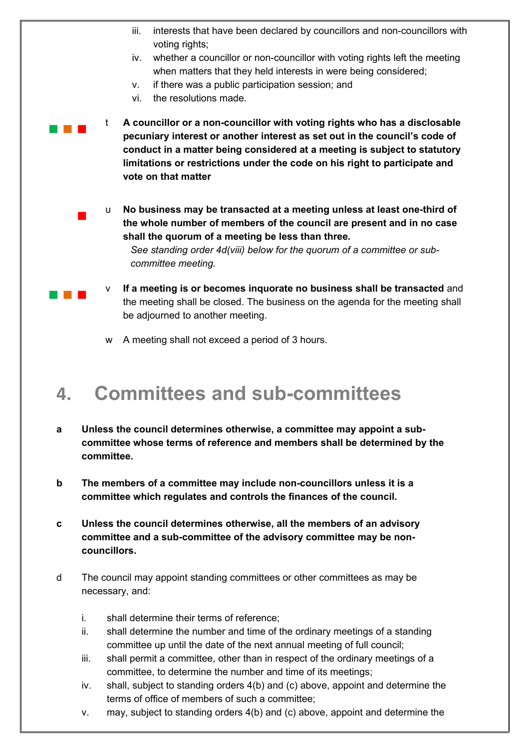iii. interests that have been declared by councillors and non-councillors with voting rights;
iv. whether a councillor or non-councillor with voting rights left the meeting when matters that they held interests in were being considered;
v. if there was a public participation session; and
vi. the resolutions made.

t **A councillor or a non-councillor with voting rights who has a disclosable pecuniary interest or another interest as set out in the council's code of conduct in a matter being considered at a meeting is subject to statutory limitations or restrictions under the code on his right to participate and vote on that matter**

u **No business may be transacted at a meeting unless at least one-third of the whole number of members of the council are present and in no case shall the quorum of a meeting be less than three.**
*See standing order 4d(viii) below for the quorum of a committee or sub-committee meeting.*

v **If a meeting is or becomes inquorate no business shall be transacted** and the meeting shall be closed. The business on the agenda for the meeting shall be adjourned to another meeting.

w A meeting shall not exceed a period of 3 hours.

## 4. Committees and sub-committees

**a** **Unless the council determines otherwise, a committee may appoint a sub-committee whose terms of reference and members shall be determined by the committee.**

**b** **The members of a committee may include non-councillors unless it is a committee which regulates and controls the finances of the council.**

**c** **Unless the council determines otherwise, all the members of an advisory committee and a sub-committee of the advisory committee may be non-councillors.**

d The council may appoint standing committees or other committees as may be necessary, and:

i. shall determine their terms of reference;
ii. shall determine the number and time of the ordinary meetings of a standing committee up until the date of the next annual meeting of full council;
iii. shall permit a committee, other than in respect of the ordinary meetings of a committee, to determine the number and time of its meetings;
iv. shall, subject to standing orders 4(b) and (c) above, appoint and determine the terms of office of members of such a committee;
v. may, subject to standing orders 4(b) and (c) above, appoint and determine the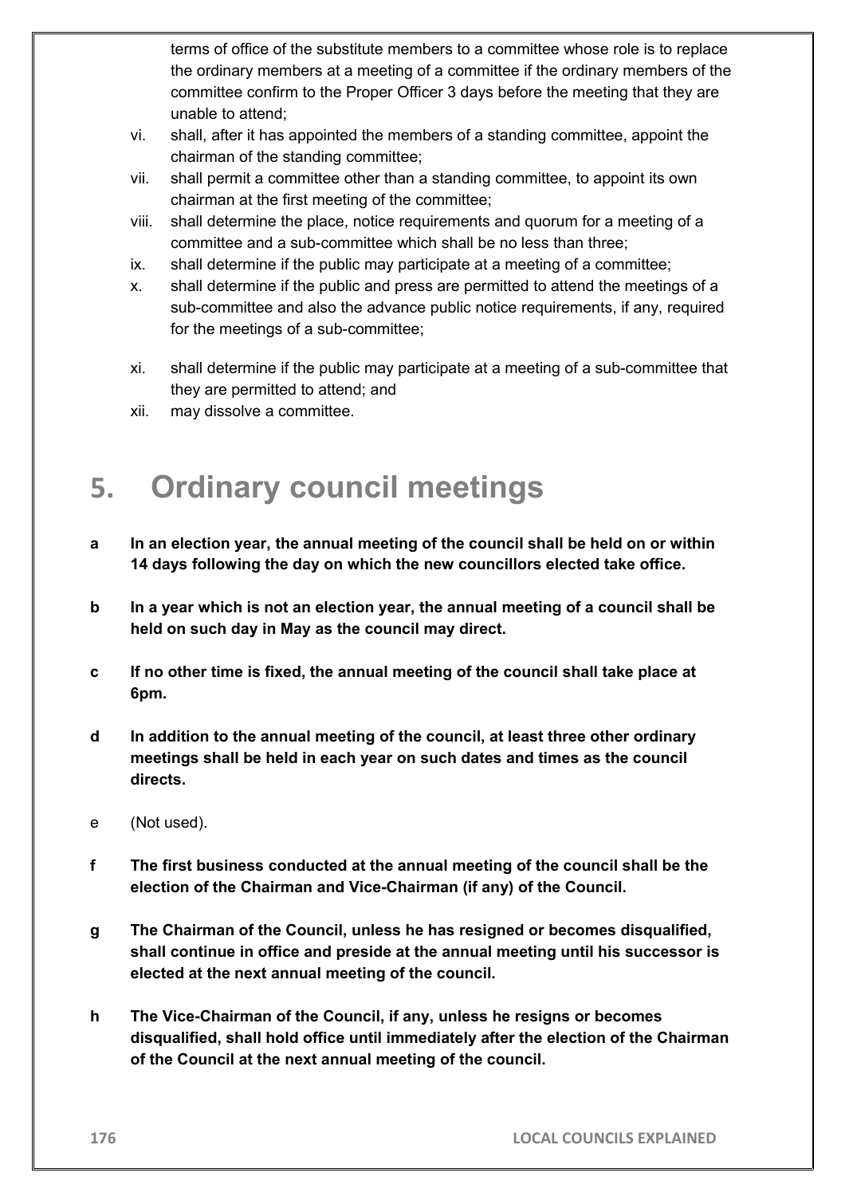terms of office of the substitute members to a committee whose role is to replace the ordinary members at a meeting of a committee if the ordinary members of the committee confirm to the Proper Officer 3 days before the meeting that they are unable to attend;

vi. shall, after it has appointed the members of a standing committee, appoint the chairman of the standing committee;

vii. shall permit a committee other than a standing committee, to appoint its own chairman at the first meeting of the committee;

viii. shall determine the place, notice requirements and quorum for a meeting of a committee and a sub-committee which shall be no less than three;

ix. shall determine if the public may participate at a meeting of a committee;

x. shall determine if the public and press are permitted to attend the meetings of a sub-committee and also the advance public notice requirements, if any, required for the meetings of a sub-committee;

xi. shall determine if the public may participate at a meeting of a sub-committee that they are permitted to attend; and

xii. may dissolve a committee.

# 5. Ordinary council meetings

**a In an election year, the annual meeting of the council shall be held on or within 14 days following the day on which the new councillors elected take office.**

**b In a year which is not an election year, the annual meeting of a council shall be held on such day in May as the council may direct.**

**c If no other time is fixed, the annual meeting of the council shall take place at 6pm.**

**d In addition to the annual meeting of the council, at least three other ordinary meetings shall be held in each year on such dates and times as the council directs.**

e (Not used).

**f The first business conducted at the annual meeting of the council shall be the election of the Chairman and Vice-Chairman (if any) of the Council.**

**g The Chairman of the Council, unless he has resigned or becomes disqualified, shall continue in office and preside at the annual meeting until his successor is elected at the next annual meeting of the council.**

**h The Vice-Chairman of the Council, if any, unless he resigns or becomes disqualified, shall hold office until immediately after the election of the Chairman of the Council at the next annual meeting of the council.**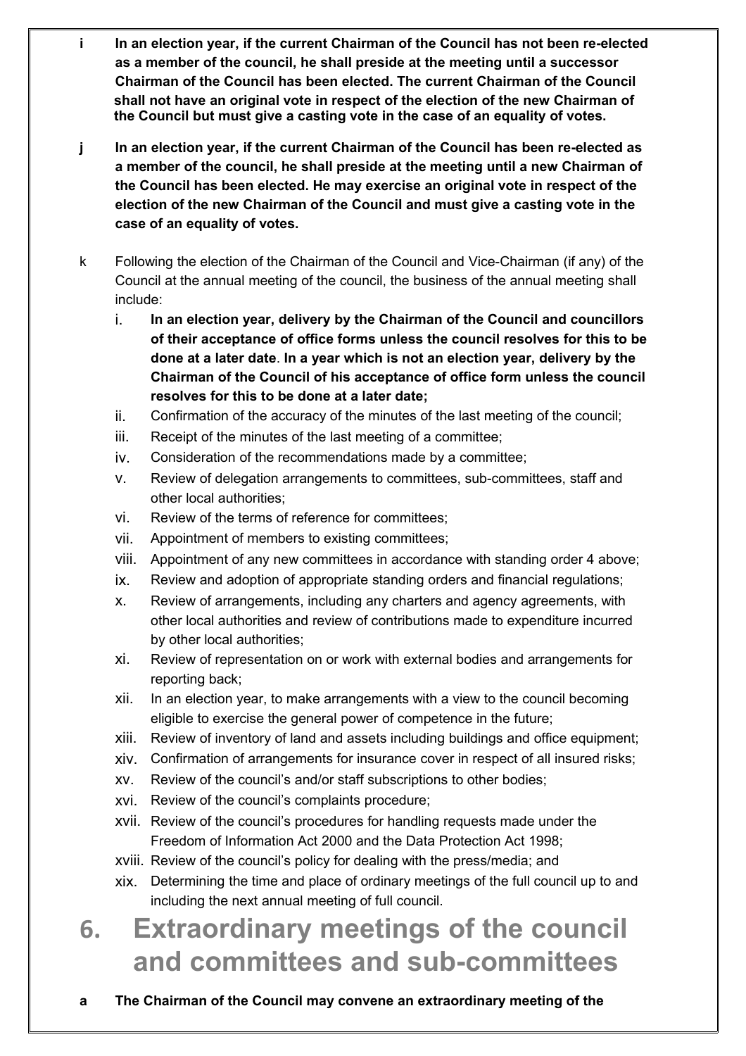**i In an election year, if the current Chairman of the Council has not been re-elected as a member of the council, he shall preside at the meeting until a successor Chairman of the Council has been elected. The current Chairman of the Council shall not have an original vote in respect of the election of the new Chairman of the Council but must give a casting vote in the case of an equality of votes.**

**j In an election year, if the current Chairman of the Council has been re-elected as a member of the council, he shall preside at the meeting until a new Chairman of the Council has been elected. He may exercise an original vote in respect of the election of the new Chairman of the Council and must give a casting vote in the case of an equality of votes.**

k Following the election of the Chairman of the Council and Vice-Chairman (if any) of the Council at the annual meeting of the council, the business of the annual meeting shall include:

i. **In an election year, delivery by the Chairman of the Council and councillors of their acceptance of office forms unless the council resolves for this to be done at a later date**. **In a year which is not an election year, delivery by the Chairman of the Council of his acceptance of office form unless the council resolves for this to be done at a later date;**

ii. Confirmation of the accuracy of the minutes of the last meeting of the council;

iii. Receipt of the minutes of the last meeting of a committee;

iv. Consideration of the recommendations made by a committee;

v. Review of delegation arrangements to committees, sub-committees, staff and other local authorities;

vi. Review of the terms of reference for committees;

vii. Appointment of members to existing committees;

viii. Appointment of any new committees in accordance with standing order 4 above;

ix. Review and adoption of appropriate standing orders and financial regulations;

x. Review of arrangements, including any charters and agency agreements, with other local authorities and review of contributions made to expenditure incurred by other local authorities;

xi. Review of representation on or work with external bodies and arrangements for reporting back;

xii. In an election year, to make arrangements with a view to the council becoming eligible to exercise the general power of competence in the future;

xiii. Review of inventory of land and assets including buildings and office equipment;

xiv. Confirmation of arrangements for insurance cover in respect of all insured risks;

xv. Review of the council's and/or staff subscriptions to other bodies;

xvi. Review of the council's complaints procedure;

xvii. Review of the council's procedures for handling requests made under the Freedom of Information Act 2000 and the Data Protection Act 1998;

xviii. Review of the council's policy for dealing with the press/media; and

xix. Determining the time and place of ordinary meetings of the full council up to and including the next annual meeting of full council.

# 6. Extraordinary meetings of the council and committees and sub-committees

**a The Chairman of the Council may convene an extraordinary meeting of the**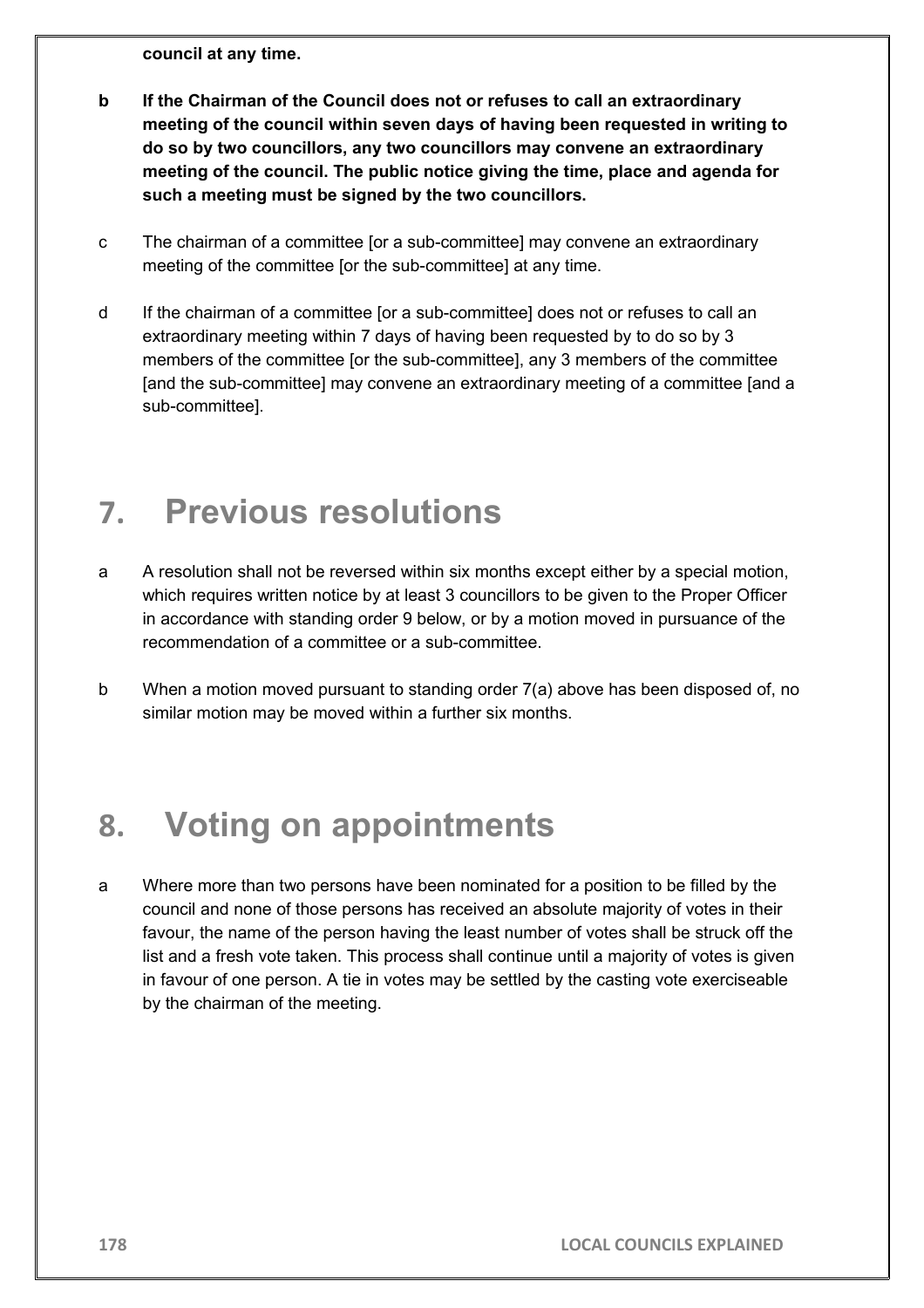**council at any time.**

**b If the Chairman of the Council does not or refuses to call an extraordinary meeting of the council within seven days of having been requested in writing to do so by two councillors, any two councillors may convene an extraordinary meeting of the council. The public notice giving the time, place and agenda for such a meeting must be signed by the two councillors.**

c The chairman of a committee [or a sub-committee] may convene an extraordinary meeting of the committee [or the sub-committee] at any time.

d If the chairman of a committee [or a sub-committee] does not or refuses to call an extraordinary meeting within 7 days of having been requested by to do so by 3 members of the committee [or the sub-committee], any 3 members of the committee [and the sub-committee] may convene an extraordinary meeting of a committee [and a sub-committee].

# 7. Previous resolutions

a A resolution shall not be reversed within six months except either by a special motion, which requires written notice by at least 3 councillors to be given to the Proper Officer in accordance with standing order 9 below, or by a motion moved in pursuance of the recommendation of a committee or a sub-committee.

b When a motion moved pursuant to standing order 7(a) above has been disposed of, no similar motion may be moved within a further six months.

# 8. Voting on appointments

a Where more than two persons have been nominated for a position to be filled by the council and none of those persons has received an absolute majority of votes in their favour, the name of the person having the least number of votes shall be struck off the list and a fresh vote taken. This process shall continue until a majority of votes is given in favour of one person. A tie in votes may be settled by the casting vote exerciseable by the chairman of the meeting.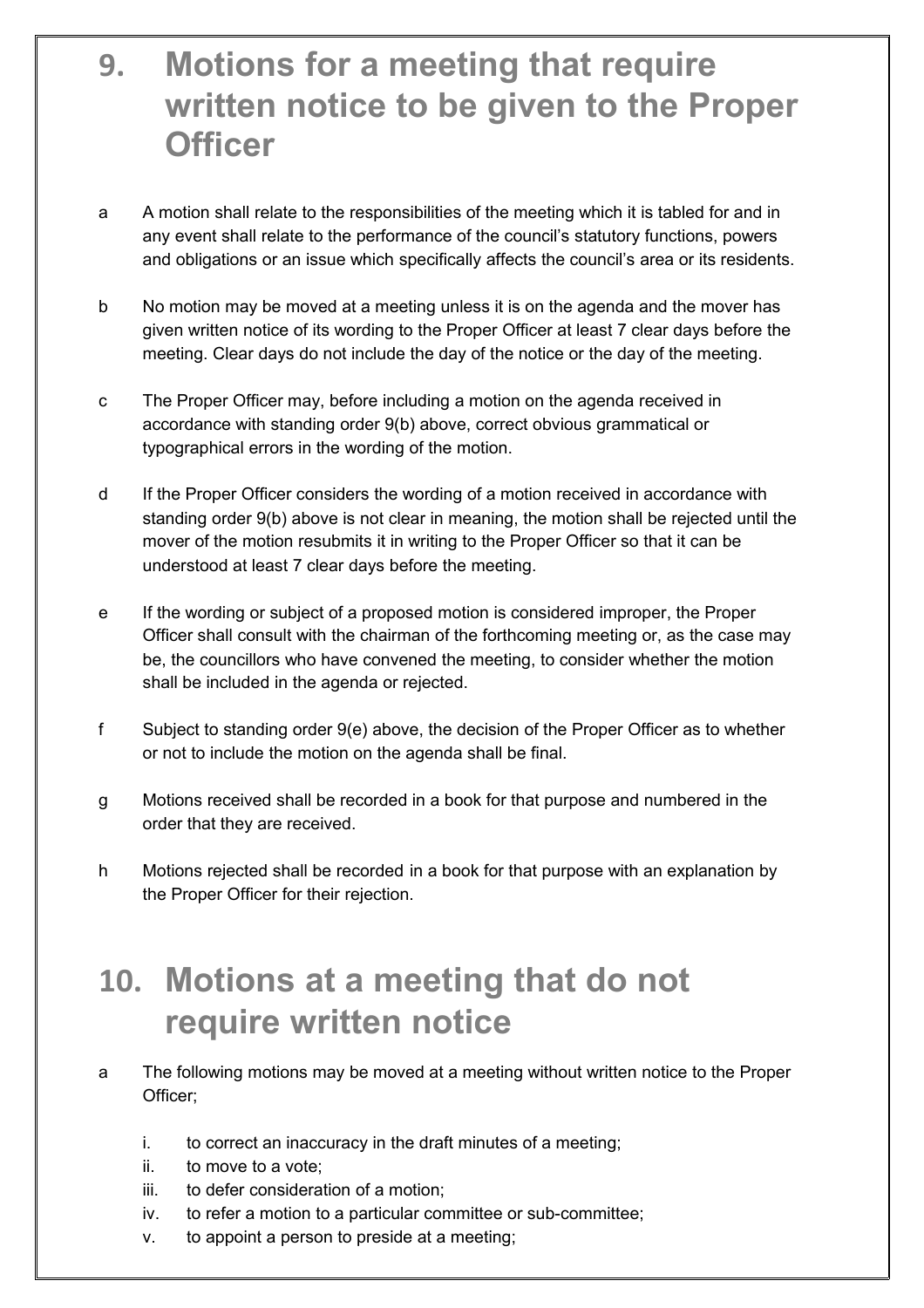# 9. Motions for a meeting that require written notice to be given to the Proper Officer

a A motion shall relate to the responsibilities of the meeting which it is tabled for and in any event shall relate to the performance of the council's statutory functions, powers and obligations or an issue which specifically affects the council's area or its residents.

b No motion may be moved at a meeting unless it is on the agenda and the mover has given written notice of its wording to the Proper Officer at least 7 clear days before the meeting. Clear days do not include the day of the notice or the day of the meeting.

c The Proper Officer may, before including a motion on the agenda received in accordance with standing order 9(b) above, correct obvious grammatical or typographical errors in the wording of the motion.

d If the Proper Officer considers the wording of a motion received in accordance with standing order 9(b) above is not clear in meaning, the motion shall be rejected until the mover of the motion resubmits it in writing to the Proper Officer so that it can be understood at least 7 clear days before the meeting.

e If the wording or subject of a proposed motion is considered improper, the Proper Officer shall consult with the chairman of the forthcoming meeting or, as the case may be, the councillors who have convened the meeting, to consider whether the motion shall be included in the agenda or rejected.

f Subject to standing order 9(e) above, the decision of the Proper Officer as to whether or not to include the motion on the agenda shall be final.

g Motions received shall be recorded in a book for that purpose and numbered in the order that they are received.

h Motions rejected shall be recorded in a book for that purpose with an explanation by the Proper Officer for their rejection.

# 10. Motions at a meeting that do not require written notice

a The following motions may be moved at a meeting without written notice to the Proper Officer;

   i. to correct an inaccuracy in the draft minutes of a meeting;
   ii. to move to a vote;
   iii. to defer consideration of a motion;
   iv. to refer a motion to a particular committee or sub-committee;
   v. to appoint a person to preside at a meeting;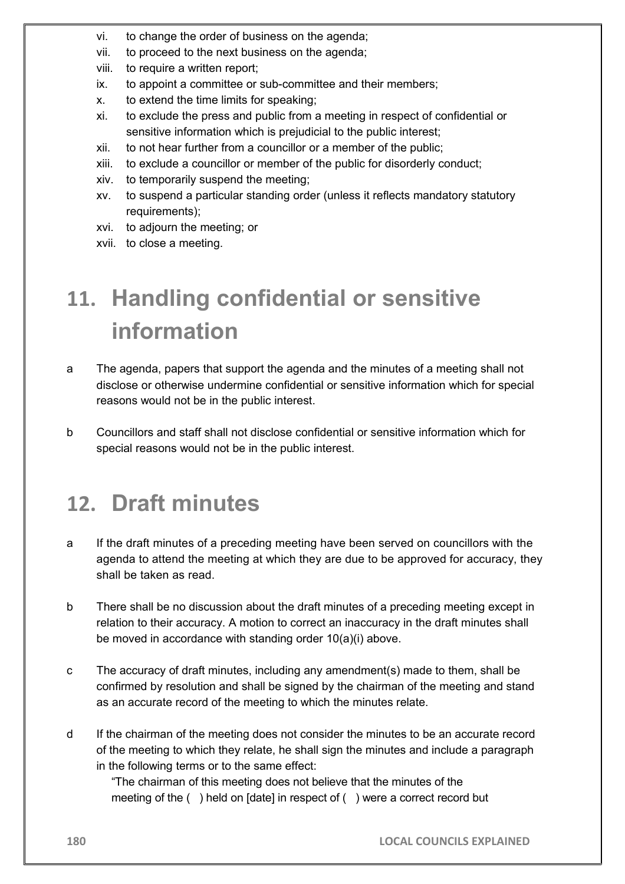vi. to change the order of business on the agenda;
vii. to proceed to the next business on the agenda;
viii. to require a written report;
ix. to appoint a committee or sub-committee and their members;
x. to extend the time limits for speaking;
xi. to exclude the press and public from a meeting in respect of confidential or sensitive information which is prejudicial to the public interest;
xii. to not hear further from a councillor or a member of the public;
xiii. to exclude a councillor or member of the public for disorderly conduct;
xiv. to temporarily suspend the meeting;
xv. to suspend a particular standing order (unless it reflects mandatory statutory requirements);
xvi. to adjourn the meeting; or
xvii. to close a meeting.

## 11. Handling confidential or sensitive information

a The agenda, papers that support the agenda and the minutes of a meeting shall not disclose or otherwise undermine confidential or sensitive information which for special reasons would not be in the public interest.

b Councillors and staff shall not disclose confidential or sensitive information which for special reasons would not be in the public interest.

## 12. Draft minutes

a If the draft minutes of a preceding meeting have been served on councillors with the agenda to attend the meeting at which they are due to be approved for accuracy, they shall be taken as read.

b There shall be no discussion about the draft minutes of a preceding meeting except in relation to their accuracy. A motion to correct an inaccuracy in the draft minutes shall be moved in accordance with standing order 10(a)(i) above.

c The accuracy of draft minutes, including any amendment(s) made to them, shall be confirmed by resolution and shall be signed by the chairman of the meeting and stand as an accurate record of the meeting to which the minutes relate.

d If the chairman of the meeting does not consider the minutes to be an accurate record of the meeting to which they relate, he shall sign the minutes and include a paragraph in the following terms or to the same effect:

"The chairman of this meeting does not believe that the minutes of the meeting of the ( ) held on [date] in respect of ( ) were a correct record but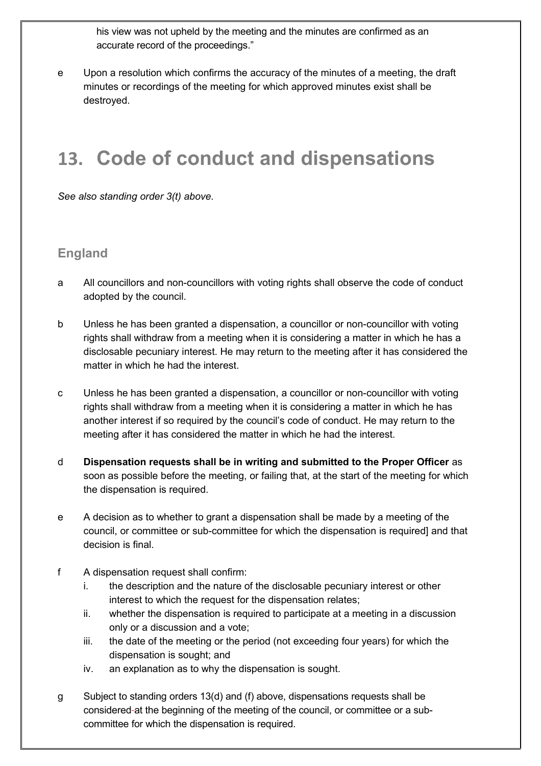his view was not upheld by the meeting and the minutes are confirmed as an accurate record of the proceedings."

e Upon a resolution which confirms the accuracy of the minutes of a meeting, the draft minutes or recordings of the meeting for which approved minutes exist shall be destroyed.

# 13. Code of conduct and dispensations

*See also standing order 3(t) above.*

## England

a All councillors and non-councillors with voting rights shall observe the code of conduct adopted by the council.

b Unless he has been granted a dispensation, a councillor or non-councillor with voting rights shall withdraw from a meeting when it is considering a matter in which he has a disclosable pecuniary interest. He may return to the meeting after it has considered the matter in which he had the interest.

c Unless he has been granted a dispensation, a councillor or non-councillor with voting rights shall withdraw from a meeting when it is considering a matter in which he has another interest if so required by the council's code of conduct. He may return to the meeting after it has considered the matter in which he had the interest.

d **Dispensation requests shall be in writing and submitted to the Proper Officer** as soon as possible before the meeting, or failing that, at the start of the meeting for which the dispensation is required.

e A decision as to whether to grant a dispensation shall be made by a meeting of the council, or committee or sub-committee for which the dispensation is required] and that decision is final.

f A dispensation request shall confirm:
   i. the description and the nature of the disclosable pecuniary interest or other interest to which the request for the dispensation relates;
   ii. whether the dispensation is required to participate at a meeting in a discussion only or a discussion and a vote;
   iii. the date of the meeting or the period (not exceeding four years) for which the dispensation is sought; and
   iv. an explanation as to why the dispensation is sought.

g Subject to standing orders 13(d) and (f) above, dispensations requests shall be considered at the beginning of the meeting of the council, or committee or a sub-committee for which the dispensation is required.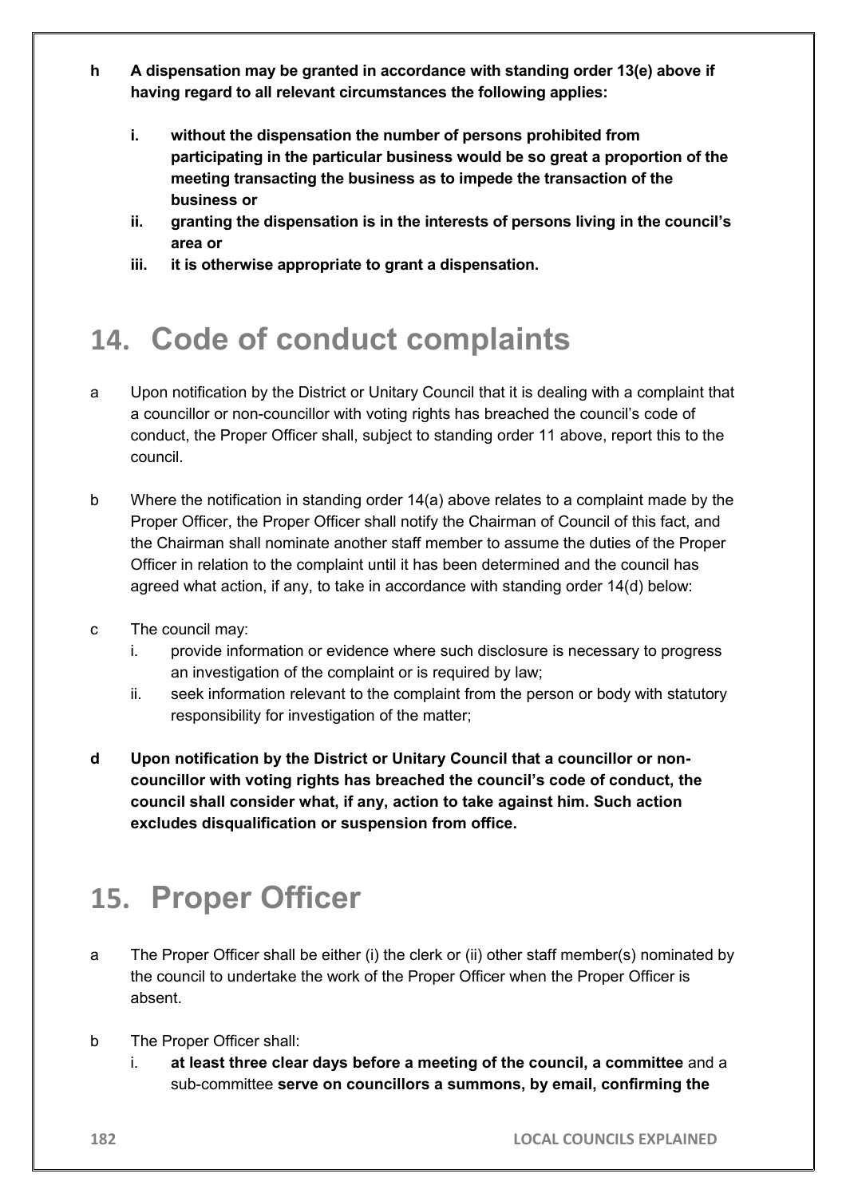**h A dispensation may be granted in accordance with standing order 13(e) above if having regard to all relevant circumstances the following applies:**

- **i. without the dispensation the number of persons prohibited from participating in the particular business would be so great a proportion of the meeting transacting the business as to impede the transaction of the business or**
- **ii. granting the dispensation is in the interests of persons living in the council's area or**
- **iii. it is otherwise appropriate to grant a dispensation.**

# 14. Code of conduct complaints

a Upon notification by the District or Unitary Council that it is dealing with a complaint that a councillor or non-councillor with voting rights has breached the council's code of conduct, the Proper Officer shall, subject to standing order 11 above, report this to the council.

b Where the notification in standing order 14(a) above relates to a complaint made by the Proper Officer, the Proper Officer shall notify the Chairman of Council of this fact, and the Chairman shall nominate another staff member to assume the duties of the Proper Officer in relation to the complaint until it has been determined and the council has agreed what action, if any, to take in accordance with standing order 14(d) below:

c The council may:

- i. provide information or evidence where such disclosure is necessary to progress an investigation of the complaint or is required by law;
- ii. seek information relevant to the complaint from the person or body with statutory responsibility for investigation of the matter;

**d Upon notification by the District or Unitary Council that a councillor or non-councillor with voting rights has breached the council's code of conduct, the council shall consider what, if any, action to take against him. Such action excludes disqualification or suspension from office.**

# 15. Proper Officer

a The Proper Officer shall be either (i) the clerk or (ii) other staff member(s) nominated by the council to undertake the work of the Proper Officer when the Proper Officer is absent.

b The Proper Officer shall:

- i. **at least three clear days before a meeting of the council, a committee** and a sub-committee **serve on councillors a summons, by email, confirming the**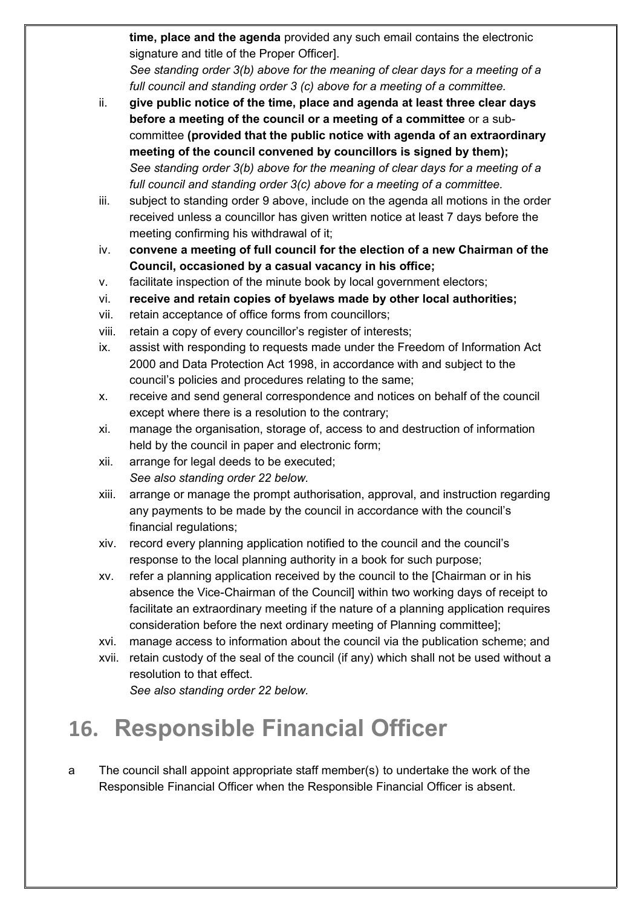**time, place and the agenda** provided any such email contains the electronic signature and title of the Proper Officer].
*See standing order 3(b) above for the meaning of clear days for a meeting of a full council and standing order 3 (c) above for a meeting of a committee.*

ii. **give public notice of the time, place and agenda at least three clear days before a meeting of the council or a meeting of a committee** or a sub-committee **(provided that the public notice with agenda of an extraordinary meeting of the council convened by councillors is signed by them);**
*See standing order 3(b) above for the meaning of clear days for a meeting of a full council and standing order 3(c) above for a meeting of a committee.*
iii. subject to standing order 9 above, include on the agenda all motions in the order received unless a councillor has given written notice at least 7 days before the meeting confirming his withdrawal of it;
iv. **convene a meeting of full council for the election of a new Chairman of the Council, occasioned by a casual vacancy in his office;**
v. facilitate inspection of the minute book by local government electors;
vi. **receive and retain copies of byelaws made by other local authorities;**
vii. retain acceptance of office forms from councillors;
viii. retain a copy of every councillor's register of interests;
ix. assist with responding to requests made under the Freedom of Information Act 2000 and Data Protection Act 1998, in accordance with and subject to the council's policies and procedures relating to the same;
x. receive and send general correspondence and notices on behalf of the council except where there is a resolution to the contrary;
xi. manage the organisation, storage of, access to and destruction of information held by the council in paper and electronic form;
xii. arrange for legal deeds to be executed;
*See also standing order 22 below.*
xiii. arrange or manage the prompt authorisation, approval, and instruction regarding any payments to be made by the council in accordance with the council's financial regulations;
xiv. record every planning application notified to the council and the council's response to the local planning authority in a book for such purpose;
xv. refer a planning application received by the council to the [Chairman or in his absence the Vice-Chairman of the Council] within two working days of receipt to facilitate an extraordinary meeting if the nature of a planning application requires consideration before the next ordinary meeting of Planning committee];
xvi. manage access to information about the council via the publication scheme; and
xvii. retain custody of the seal of the council (if any) which shall not be used without a resolution to that effect.
*See also standing order 22 below.*

# 16. Responsible Financial Officer

a The council shall appoint appropriate staff member(s) to undertake the work of the Responsible Financial Officer when the Responsible Financial Officer is absent.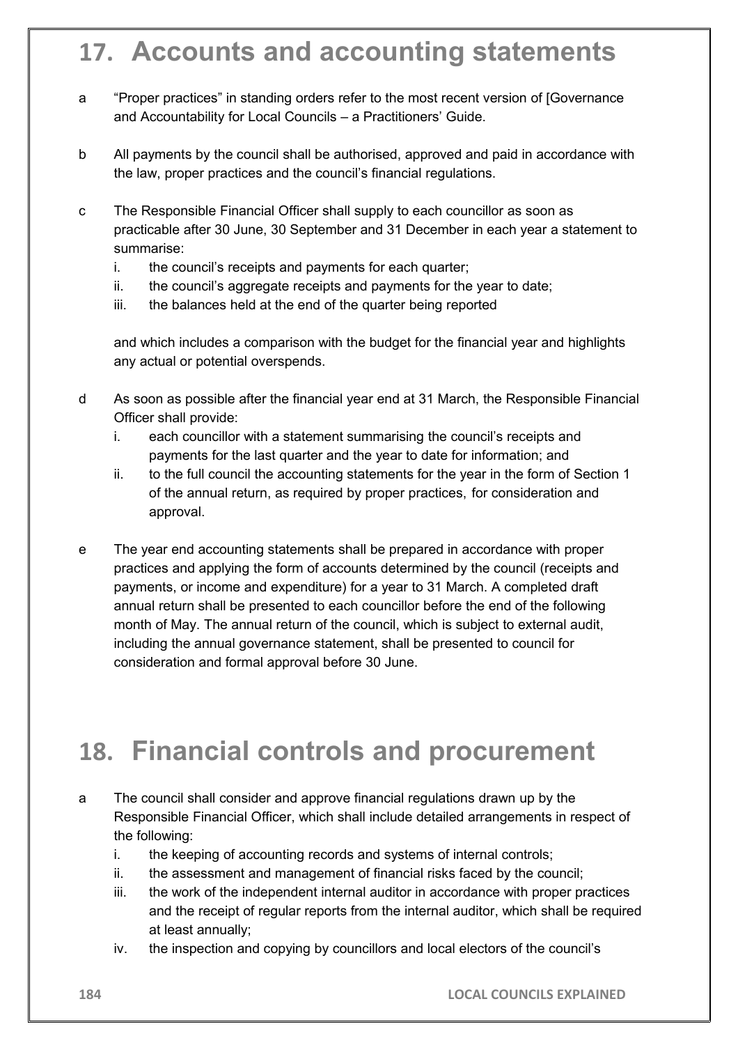## 17. Accounts and accounting statements

a "Proper practices" in standing orders refer to the most recent version of [Governance and Accountability for Local Councils – a Practitioners' Guide.

b All payments by the council shall be authorised, approved and paid in accordance with the law, proper practices and the council's financial regulations.

c The Responsible Financial Officer shall supply to each councillor as soon as practicable after 30 June, 30 September and 31 December in each year a statement to summarise:

  i. the council's receipts and payments for each quarter;
  ii. the council's aggregate receipts and payments for the year to date;
  iii. the balances held at the end of the quarter being reported

  and which includes a comparison with the budget for the financial year and highlights any actual or potential overspends.

d As soon as possible after the financial year end at 31 March, the Responsible Financial Officer shall provide:

  i. each councillor with a statement summarising the council's receipts and payments for the last quarter and the year to date for information; and
  ii. to the full council the accounting statements for the year in the form of Section 1 of the annual return, as required by proper practices, for consideration and approval.

e The year end accounting statements shall be prepared in accordance with proper practices and applying the form of accounts determined by the council (receipts and payments, or income and expenditure) for a year to 31 March. A completed draft annual return shall be presented to each councillor before the end of the following month of May. The annual return of the council, which is subject to external audit, including the annual governance statement, shall be presented to council for consideration and formal approval before 30 June.

## 18. Financial controls and procurement

a The council shall consider and approve financial regulations drawn up by the Responsible Financial Officer, which shall include detailed arrangements in respect of the following:

  i. the keeping of accounting records and systems of internal controls;
  ii. the assessment and management of financial risks faced by the council;
  iii. the work of the independent internal auditor in accordance with proper practices and the receipt of regular reports from the internal auditor, which shall be required at least annually;
  iv. the inspection and copying by councillors and local electors of the council's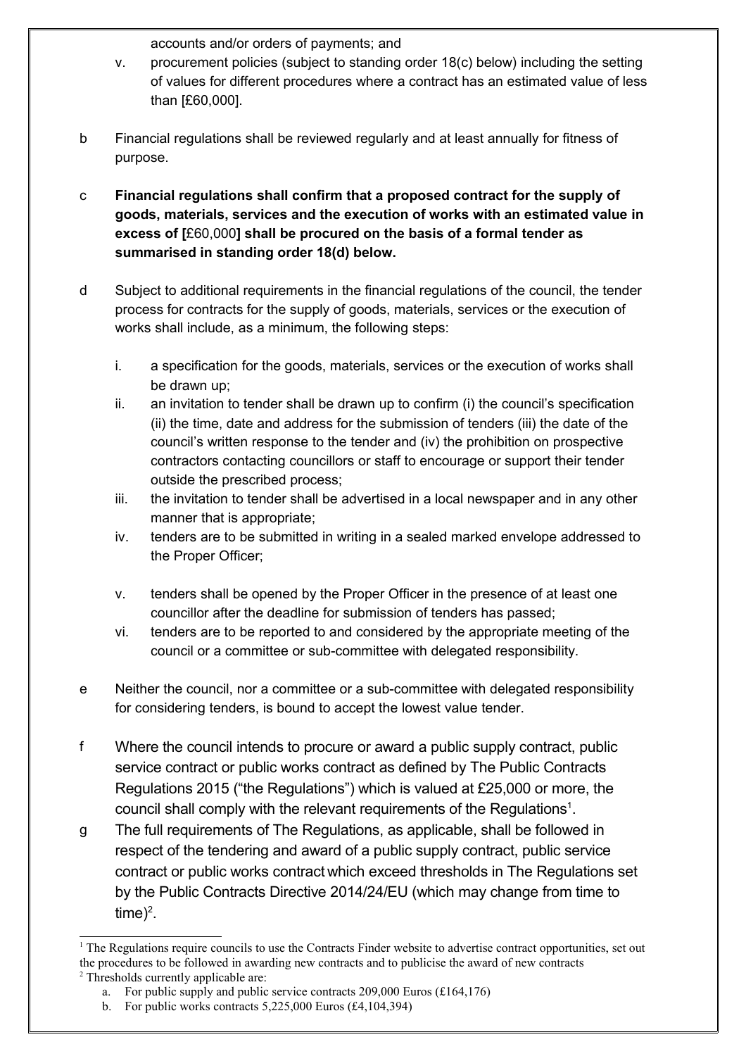accounts and/or orders of payments; and

v. procurement policies (subject to standing order 18(c) below) including the setting of values for different procedures where a contract has an estimated value of less than [£60,000].

b Financial regulations shall be reviewed regularly and at least annually for fitness of purpose.

c **Financial regulations shall confirm that a proposed contract for the supply of goods, materials, services and the execution of works with an estimated value in excess of [£60,000] shall be procured on the basis of a formal tender as summarised in standing order 18(d) below.**

d Subject to additional requirements in the financial regulations of the council, the tender process for contracts for the supply of goods, materials, services or the execution of works shall include, as a minimum, the following steps:

i. a specification for the goods, materials, services or the execution of works shall be drawn up;

ii. an invitation to tender shall be drawn up to confirm (i) the council's specification (ii) the time, date and address for the submission of tenders (iii) the date of the council's written response to the tender and (iv) the prohibition on prospective contractors contacting councillors or staff to encourage or support their tender outside the prescribed process;

iii. the invitation to tender shall be advertised in a local newspaper and in any other manner that is appropriate;

iv. tenders are to be submitted in writing in a sealed marked envelope addressed to the Proper Officer;

v. tenders shall be opened by the Proper Officer in the presence of at least one councillor after the deadline for submission of tenders has passed;

vi. tenders are to be reported to and considered by the appropriate meeting of the council or a committee or sub-committee with delegated responsibility.

e Neither the council, nor a committee or a sub-committee with delegated responsibility for considering tenders, is bound to accept the lowest value tender.

f Where the council intends to procure or award a public supply contract, public service contract or public works contract as defined by The Public Contracts Regulations 2015 ("the Regulations") which is valued at £25,000 or more, the council shall comply with the relevant requirements of the Regulations[1].

g The full requirements of The Regulations, as applicable, shall be followed in respect of the tendering and award of a public supply contract, public service contract or public works contract which exceed thresholds in The Regulations set by the Public Contracts Directive 2014/24/EU (which may change from time to time)[2].

---

[1] The Regulations require councils to use the Contracts Finder website to advertise contract opportunities, set out the procedures to be followed in awarding new contracts and to publicise the award of new contracts

[2] Thresholds currently applicable are:

a. For public supply and public service contracts 209,000 Euros (£164,176)

b. For public works contracts 5,225,000 Euros (£4,104,394)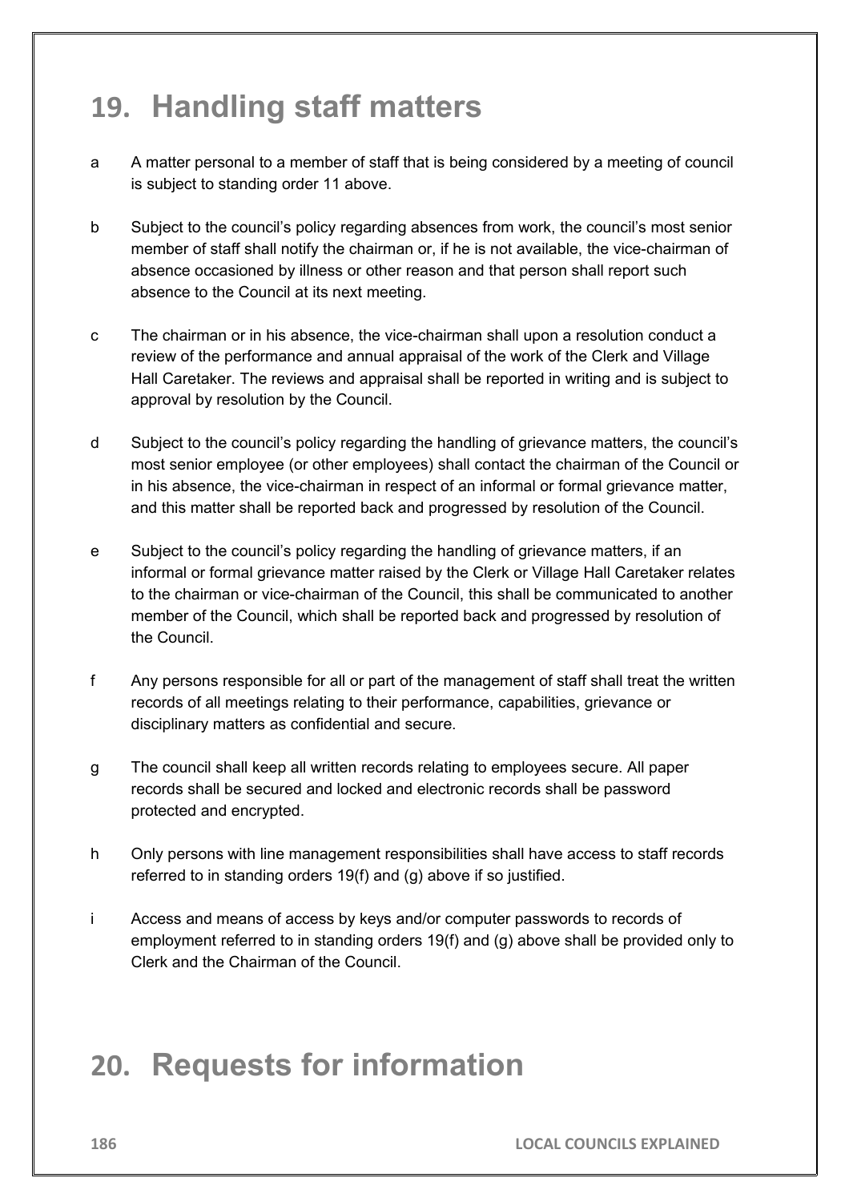## 19. Handling staff matters

a A matter personal to a member of staff that is being considered by a meeting of council is subject to standing order 11 above.

b Subject to the council's policy regarding absences from work, the council's most senior member of staff shall notify the chairman or, if he is not available, the vice-chairman of absence occasioned by illness or other reason and that person shall report such absence to the Council at its next meeting.

c The chairman or in his absence, the vice-chairman shall upon a resolution conduct a review of the performance and annual appraisal of the work of the Clerk and Village Hall Caretaker. The reviews and appraisal shall be reported in writing and is subject to approval by resolution by the Council.

d Subject to the council's policy regarding the handling of grievance matters, the council's most senior employee (or other employees) shall contact the chairman of the Council or in his absence, the vice-chairman in respect of an informal or formal grievance matter, and this matter shall be reported back and progressed by resolution of the Council.

e Subject to the council's policy regarding the handling of grievance matters, if an informal or formal grievance matter raised by the Clerk or Village Hall Caretaker relates to the chairman or vice-chairman of the Council, this shall be communicated to another member of the Council, which shall be reported back and progressed by resolution of the Council.

f Any persons responsible for all or part of the management of staff shall treat the written records of all meetings relating to their performance, capabilities, grievance or disciplinary matters as confidential and secure.

g The council shall keep all written records relating to employees secure. All paper records shall be secured and locked and electronic records shall be password protected and encrypted.

h Only persons with line management responsibilities shall have access to staff records referred to in standing orders 19(f) and (g) above if so justified.

i Access and means of access by keys and/or computer passwords to records of employment referred to in standing orders 19(f) and (g) above shall be provided only to Clerk and the Chairman of the Council.

## 20. Requests for information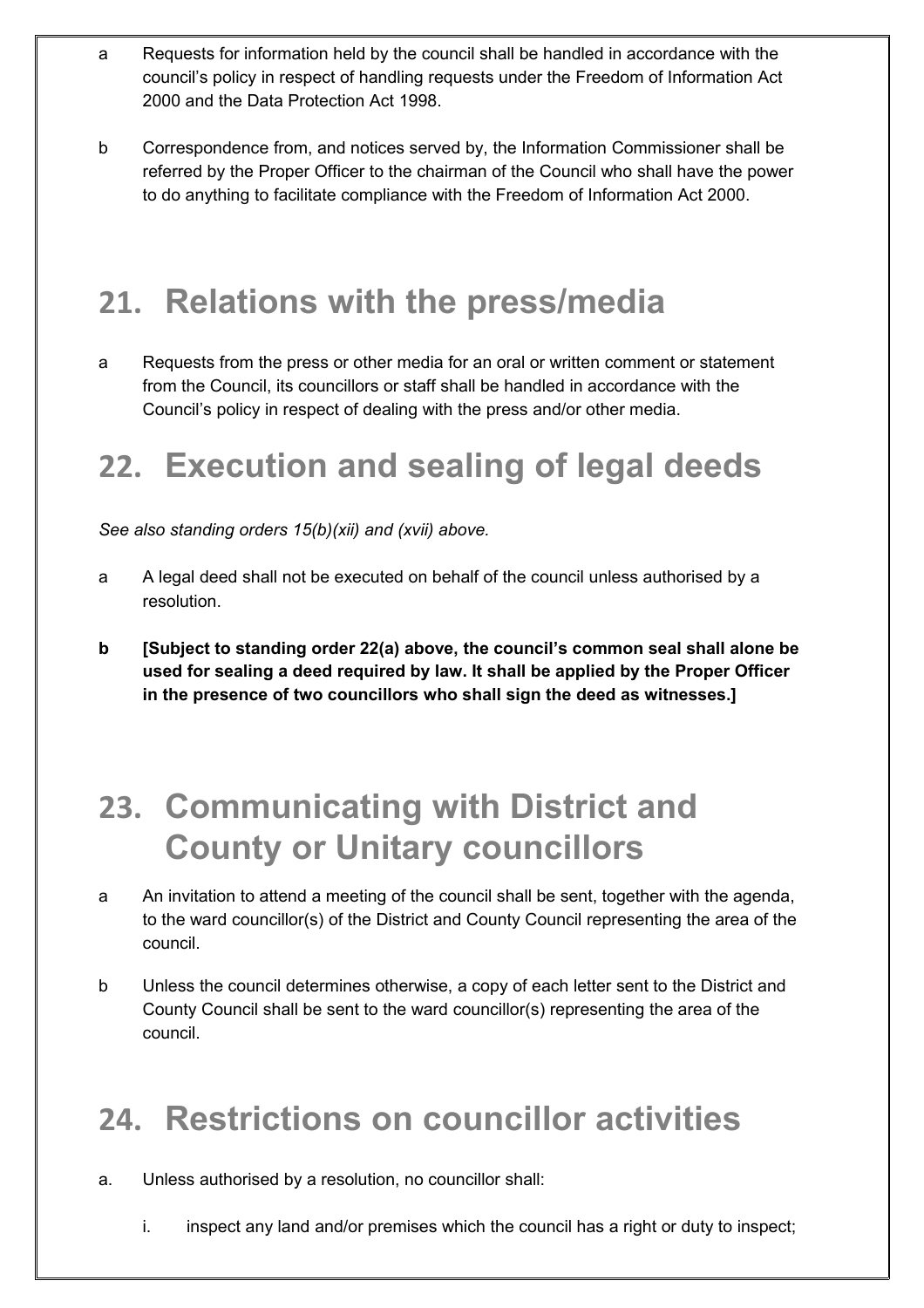a Requests for information held by the council shall be handled in accordance with the council's policy in respect of handling requests under the Freedom of Information Act 2000 and the Data Protection Act 1998.

b Correspondence from, and notices served by, the Information Commissioner shall be referred by the Proper Officer to the chairman of the Council who shall have the power to do anything to facilitate compliance with the Freedom of Information Act 2000.

## 21. Relations with the press/media

a Requests from the press or other media for an oral or written comment or statement from the Council, its councillors or staff shall be handled in accordance with the Council's policy in respect of dealing with the press and/or other media.

## 22. Execution and sealing of legal deeds

*See also standing orders 15(b)(xii) and (xvii) above.*

a A legal deed shall not be executed on behalf of the council unless authorised by a resolution.

**b [Subject to standing order 22(a) above, the council's common seal shall alone be used for sealing a deed required by law. It shall be applied by the Proper Officer in the presence of two councillors who shall sign the deed as witnesses.]**

## 23. Communicating with District and County or Unitary councillors

a An invitation to attend a meeting of the council shall be sent, together with the agenda, to the ward councillor(s) of the District and County Council representing the area of the council.

b Unless the council determines otherwise, a copy of each letter sent to the District and County Council shall be sent to the ward councillor(s) representing the area of the council.

## 24. Restrictions on councillor activities

a. Unless authorised by a resolution, no councillor shall:

   i. inspect any land and/or premises which the council has a right or duty to inspect;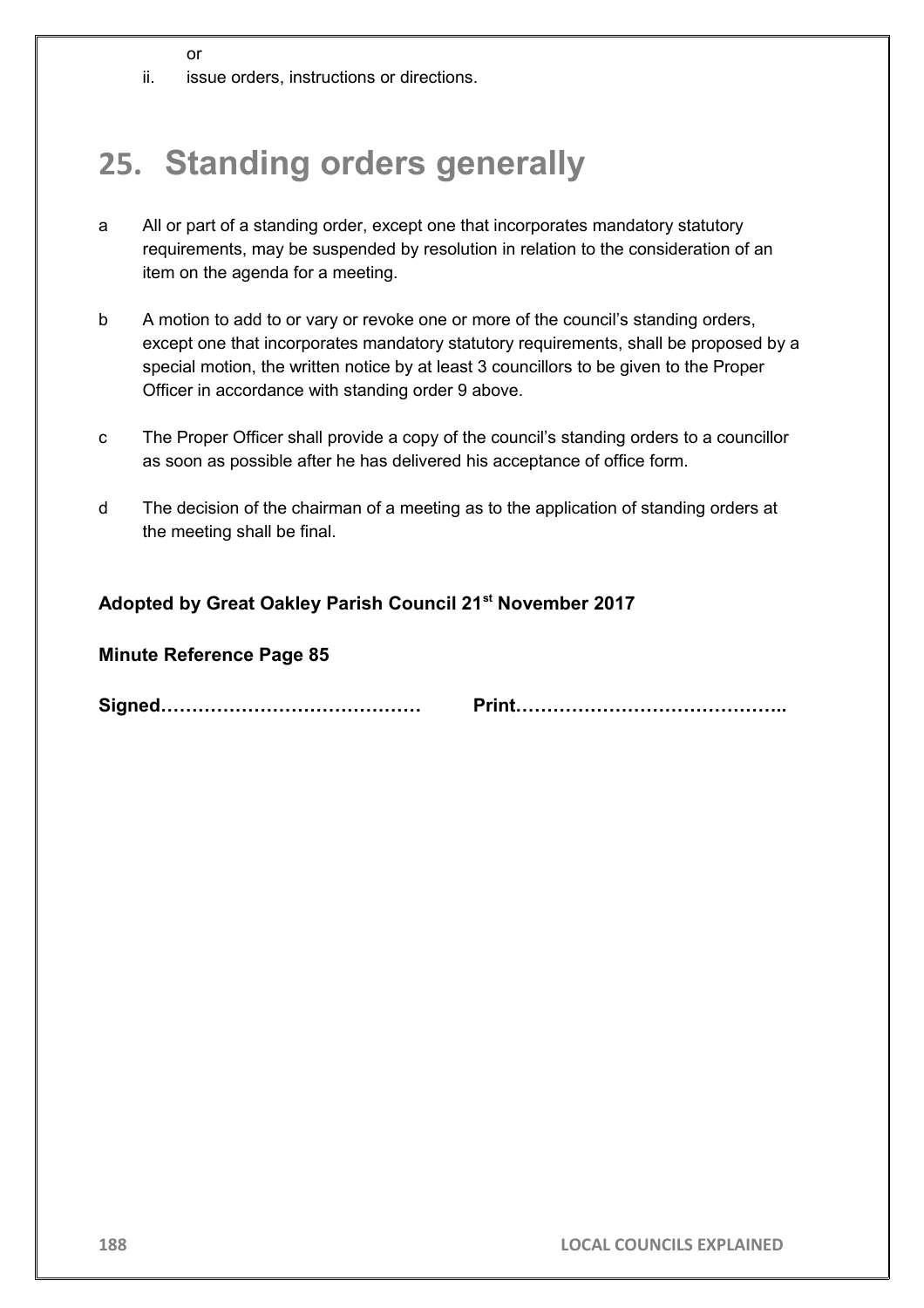or

ii. issue orders, instructions or directions.

## 25. Standing orders generally

a All or part of a standing order, except one that incorporates mandatory statutory requirements, may be suspended by resolution in relation to the consideration of an item on the agenda for a meeting.

b A motion to add to or vary or revoke one or more of the council's standing orders, except one that incorporates mandatory statutory requirements, shall be proposed by a special motion, the written notice by at least 3 councillors to be given to the Proper Officer in accordance with standing order 9 above.

c The Proper Officer shall provide a copy of the council's standing orders to a councillor as soon as possible after he has delivered his acceptance of office form.

d The decision of the chairman of a meeting as to the application of standing orders at the meeting shall be final.

**Adopted by Great Oakley Parish Council 21st November 2017**

**Minute Reference Page 85**

**Signed……………………………………   Print……………………………………..**